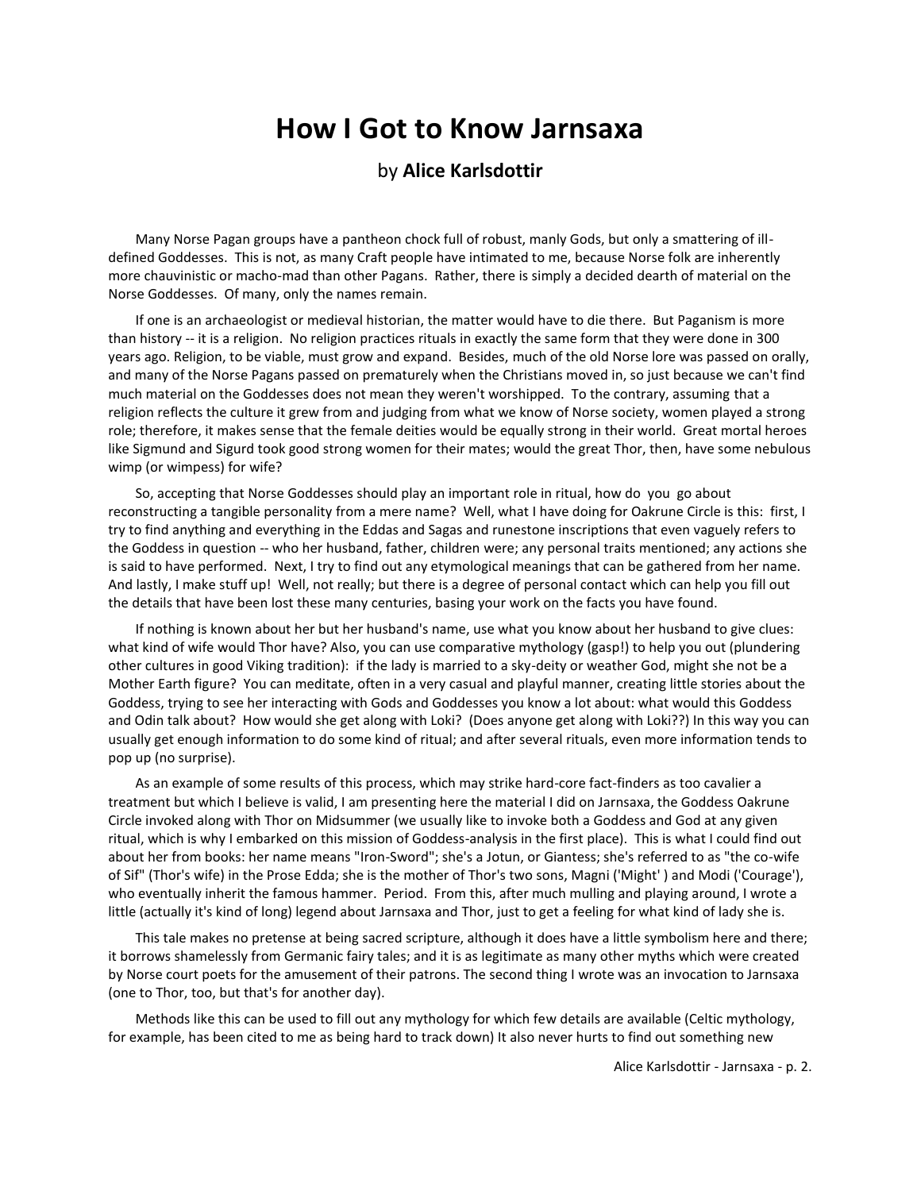# How I Got to Know Jarnsaxa

by **Alice Karlsdottir**

Many Norse Pagan groups have a pantheon chock full of robust, manly Gods, but only a smattering of ill-defined Goddesses. This is not, as many Craft people have intimated to me, because Norse folk are inherently more chauvinistic or macho-mad than other Pagans. Rather, there is simply a decided dearth of material on the Norse Goddesses. Of many, only the names remain.

If one is an archaeologist or medieval historian, the matter would have to die there. But Paganism is more than history -- it is a religion. No religion practices rituals in exactly the same form that they were done in 300 years ago. Religion, to be viable, must grow and expand. Besides, much of the old Norse lore was passed on orally, and many of the Norse Pagans passed on prematurely when the Christians moved in, so just because we can't find much material on the Goddesses does not mean they weren't worshipped. To the contrary, assuming that a religion reflects the culture it grew from and judging from what we know of Norse society, women played a strong role; therefore, it makes sense that the female deities would be equally strong in their world. Great mortal heroes like Sigmund and Sigurd took good strong women for their mates; would the great Thor, then, have some nebulous wimp (or wimpess) for wife?

So, accepting that Norse Goddesses should play an important role in ritual, how do you go about reconstructing a tangible personality from a mere name? Well, what I have doing for Oakrune Circle is this: first, I try to find anything and everything in the Eddas and Sagas and runestone inscriptions that even vaguely refers to the Goddess in question -- who her husband, father, children were; any personal traits mentioned; any actions she is said to have performed. Next, I try to find out any etymological meanings that can be gathered from her name. And lastly, I make stuff up! Well, not really; but there is a degree of personal contact which can help you fill out the details that have been lost these many centuries, basing your work on the facts you have found.

If nothing is known about her but her husband's name, use what you know about her husband to give clues: what kind of wife would Thor have? Also, you can use comparative mythology (gasp!) to help you out (plundering other cultures in good Viking tradition): if the lady is married to a sky-deity or weather God, might she not be a Mother Earth figure? You can meditate, often in a very casual and playful manner, creating little stories about the Goddess, trying to see her interacting with Gods and Goddesses you know a lot about: what would this Goddess and Odin talk about? How would she get along with Loki? (Does anyone get along with Loki??) In this way you can usually get enough information to do some kind of ritual; and after several rituals, even more information tends to pop up (no surprise).

As an example of some results of this process, which may strike hard-core fact-finders as too cavalier a treatment but which I believe is valid, I am presenting here the material I did on Jarnsaxa, the Goddess Oakrune Circle invoked along with Thor on Midsummer (we usually like to invoke both a Goddess and God at any given ritual, which is why I embarked on this mission of Goddess-analysis in the first place). This is what I could find out about her from books: her name means "Iron-Sword"; she's a Jotun, or Giantess; she's referred to as "the co-wife of Sif" (Thor's wife) in the Prose Edda; she is the mother of Thor's two sons, Magni ('Might' ) and Modi ('Courage'), who eventually inherit the famous hammer. Period. From this, after much mulling and playing around, I wrote a little (actually it's kind of long) legend about Jarnsaxa and Thor, just to get a feeling for what kind of lady she is.

This tale makes no pretense at being sacred scripture, although it does have a little symbolism here and there; it borrows shamelessly from Germanic fairy tales; and it is as legitimate as many other myths which were created by Norse court poets for the amusement of their patrons. The second thing I wrote was an invocation to Jarnsaxa (one to Thor, too, but that's for another day).

Methods like this can be used to fill out any mythology for which few details are available (Celtic mythology, for example, has been cited to me as being hard to track down) It also never hurts to find out something new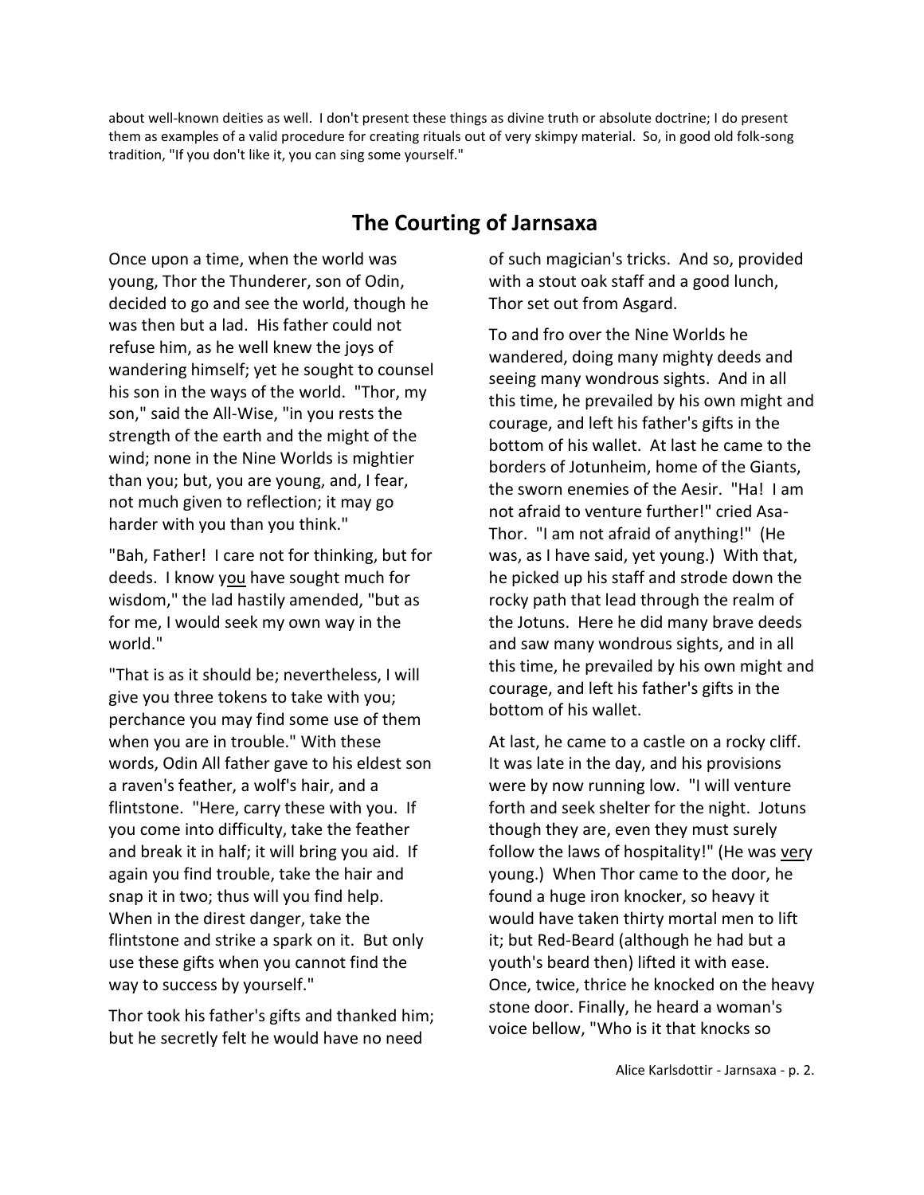about well-known deities as well. I don't present these things as divine truth or absolute doctrine; I do present them as examples of a valid procedure for creating rituals out of very skimpy material. So, in good old folk-song tradition, "If you don't like it, you can sing some yourself."

## The Courting of Jarnsaxa

Once upon a time, when the world was young, Thor the Thunderer, son of Odin, decided to go and see the world, though he was then but a lad. His father could not refuse him, as he well knew the joys of wandering himself; yet he sought to counsel his son in the ways of the world. "Thor, my son," said the All-Wise, "in you rests the strength of the earth and the might of the wind; none in the Nine Worlds is mightier than you; but, you are young, and, I fear, not much given to reflection; it may go harder with you than you think."

"Bah, Father! I care not for thinking, but for deeds. I know you have sought much for wisdom," the lad hastily amended, "but as for me, I would seek my own way in the world."

"That is as it should be; nevertheless, I will give you three tokens to take with you; perchance you may find some use of them when you are in trouble." With these words, Odin All father gave to his eldest son a raven's feather, a wolf's hair, and a flintstone. "Here, carry these with you. If you come into difficulty, take the feather and break it in half; it will bring you aid. If again you find trouble, take the hair and snap it in two; thus will you find help. When in the direst danger, take the flintstone and strike a spark on it. But only use these gifts when you cannot find the way to success by yourself."

Thor took his father's gifts and thanked him; but he secretly felt he would have no need of such magician's tricks. And so, provided with a stout oak staff and a good lunch, Thor set out from Asgard.

To and fro over the Nine Worlds he wandered, doing many mighty deeds and seeing many wondrous sights. And in all this time, he prevailed by his own might and courage, and left his father's gifts in the bottom of his wallet. At last he came to the borders of Jotunheim, home of the Giants, the sworn enemies of the Aesir. "Ha! I am not afraid to venture further!" cried Asa-Thor. "I am not afraid of anything!" (He was, as I have said, yet young.) With that, he picked up his staff and strode down the rocky path that lead through the realm of the Jotuns. Here he did many brave deeds and saw many wondrous sights, and in all this time, he prevailed by his own might and courage, and left his father's gifts in the bottom of his wallet.

At last, he came to a castle on a rocky cliff. It was late in the day, and his provisions were by now running low. "I will venture forth and seek shelter for the night. Jotuns though they are, even they must surely follow the laws of hospitality!" (He was very young.) When Thor came to the door, he found a huge iron knocker, so heavy it would have taken thirty mortal men to lift it; but Red-Beard (although he had but a youth's beard then) lifted it with ease. Once, twice, thrice he knocked on the heavy stone door. Finally, he heard a woman's voice bellow, "Who is it that knocks so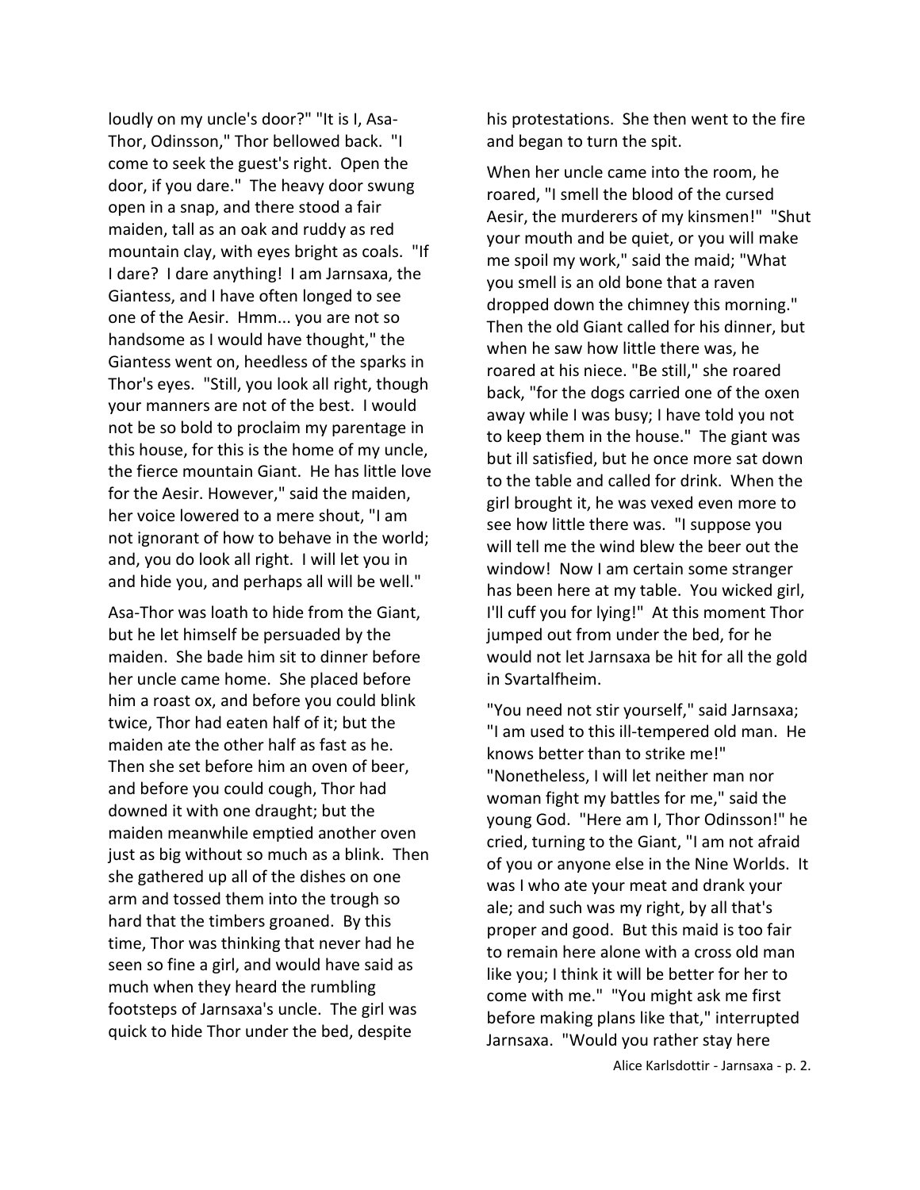loudly on my uncle's door?" "It is I, Asa-Thor, Odinsson," Thor bellowed back. "I come to seek the guest's right. Open the door, if you dare." The heavy door swung open in a snap, and there stood a fair maiden, tall as an oak and ruddy as red mountain clay, with eyes bright as coals. "If I dare? I dare anything! I am Jarnsaxa, the Giantess, and I have often longed to see one of the Aesir. Hmm... you are not so handsome as I would have thought," the Giantess went on, heedless of the sparks in Thor's eyes. "Still, you look all right, though your manners are not of the best. I would not be so bold to proclaim my parentage in this house, for this is the home of my uncle, the fierce mountain Giant. He has little love for the Aesir. However," said the maiden, her voice lowered to a mere shout, "I am not ignorant of how to behave in the world; and, you do look all right. I will let you in and hide you, and perhaps all will be well."

Asa-Thor was loath to hide from the Giant, but he let himself be persuaded by the maiden. She bade him sit to dinner before her uncle came home. She placed before him a roast ox, and before you could blink twice, Thor had eaten half of it; but the maiden ate the other half as fast as he. Then she set before him an oven of beer, and before you could cough, Thor had downed it with one draught; but the maiden meanwhile emptied another oven just as big without so much as a blink. Then she gathered up all of the dishes on one arm and tossed them into the trough so hard that the timbers groaned. By this time, Thor was thinking that never had he seen so fine a girl, and would have said as much when they heard the rumbling footsteps of Jarnsaxa's uncle. The girl was quick to hide Thor under the bed, despite his protestations. She then went to the fire and began to turn the spit.

When her uncle came into the room, he roared, "I smell the blood of the cursed Aesir, the murderers of my kinsmen!" "Shut your mouth and be quiet, or you will make me spoil my work," said the maid; "What you smell is an old bone that a raven dropped down the chimney this morning." Then the old Giant called for his dinner, but when he saw how little there was, he roared at his niece. "Be still," she roared back, "for the dogs carried one of the oxen away while I was busy; I have told you not to keep them in the house." The giant was but ill satisfied, but he once more sat down to the table and called for drink. When the girl brought it, he was vexed even more to see how little there was. "I suppose you will tell me the wind blew the beer out the window! Now I am certain some stranger has been here at my table. You wicked girl, I'll cuff you for lying!" At this moment Thor jumped out from under the bed, for he would not let Jarnsaxa be hit for all the gold in Svartalfheim.

"You need not stir yourself," said Jarnsaxa; "I am used to this ill-tempered old man. He knows better than to strike me!" "Nonetheless, I will let neither man nor woman fight my battles for me," said the young God. "Here am I, Thor Odinsson!" he cried, turning to the Giant, "I am not afraid of you or anyone else in the Nine Worlds. It was I who ate your meat and drank your ale; and such was my right, by all that's proper and good. But this maid is too fair to remain here alone with a cross old man like you; I think it will be better for her to come with me." "You might ask me first before making plans like that," interrupted Jarnsaxa. "Would you rather stay here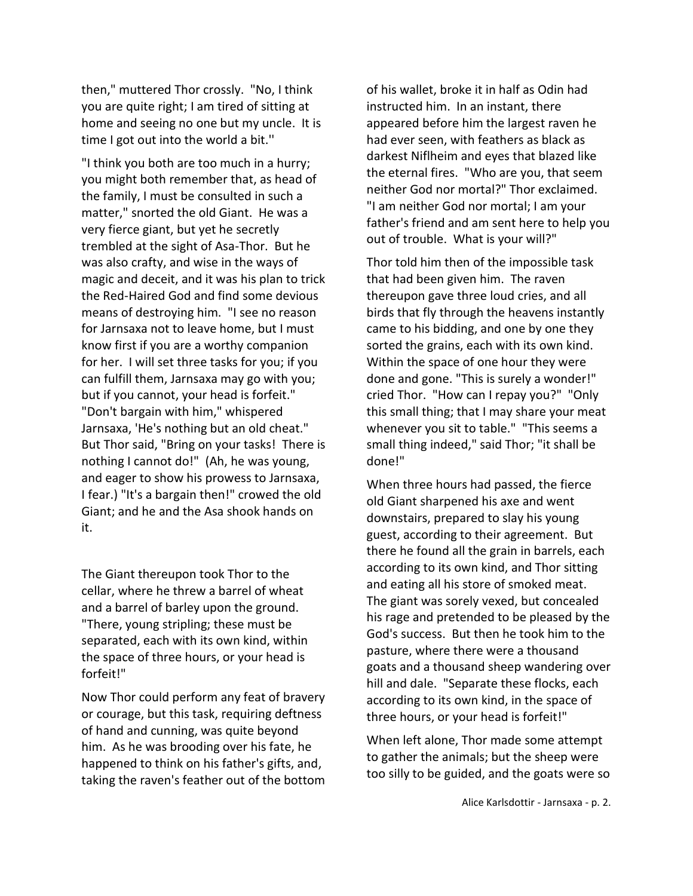then," muttered Thor crossly. "No, I think you are quite right; I am tired of sitting at home and seeing no one but my uncle. It is time I got out into the world a bit.''

"I think you both are too much in a hurry; you might both remember that, as head of the family, I must be consulted in such a matter," snorted the old Giant. He was a very fierce giant, but yet he secretly trembled at the sight of Asa-Thor. But he was also crafty, and wise in the ways of magic and deceit, and it was his plan to trick the Red-Haired God and find some devious means of destroying him. "I see no reason for Jarnsaxa not to leave home, but I must know first if you are a worthy companion for her. I will set three tasks for you; if you can fulfill them, Jarnsaxa may go with you; but if you cannot, your head is forfeit." "Don't bargain with him," whispered Jarnsaxa, 'He's nothing but an old cheat." But Thor said, "Bring on your tasks! There is nothing I cannot do!" (Ah, he was young, and eager to show his prowess to Jarnsaxa, I fear.) "It's a bargain then!" crowed the old Giant; and he and the Asa shook hands on it.

The Giant thereupon took Thor to the cellar, where he threw a barrel of wheat and a barrel of barley upon the ground. "There, young stripling; these must be separated, each with its own kind, within the space of three hours, or your head is forfeit!"

Now Thor could perform any feat of bravery or courage, but this task, requiring deftness of hand and cunning, was quite beyond him. As he was brooding over his fate, he happened to think on his father's gifts, and, taking the raven's feather out of the bottom of his wallet, broke it in half as Odin had instructed him. In an instant, there appeared before him the largest raven he had ever seen, with feathers as black as darkest Niflheim and eyes that blazed like the eternal fires. "Who are you, that seem neither God nor mortal?" Thor exclaimed. "I am neither God nor mortal; I am your father's friend and am sent here to help you out of trouble. What is your will?"

Thor told him then of the impossible task that had been given him. The raven thereupon gave three loud cries, and all birds that fly through the heavens instantly came to his bidding, and one by one they sorted the grains, each with its own kind. Within the space of one hour they were done and gone. "This is surely a wonder!" cried Thor. "How can I repay you?" "Only this small thing; that I may share your meat whenever you sit to table." "This seems a small thing indeed," said Thor; "it shall be done!"

When three hours had passed, the fierce old Giant sharpened his axe and went downstairs, prepared to slay his young guest, according to their agreement. But there he found all the grain in barrels, each according to its own kind, and Thor sitting and eating all his store of smoked meat. The giant was sorely vexed, but concealed his rage and pretended to be pleased by the God's success. But then he took him to the pasture, where there were a thousand goats and a thousand sheep wandering over hill and dale. "Separate these flocks, each according to its own kind, in the space of three hours, or your head is forfeit!"

When left alone, Thor made some attempt to gather the animals; but the sheep were too silly to be guided, and the goats were so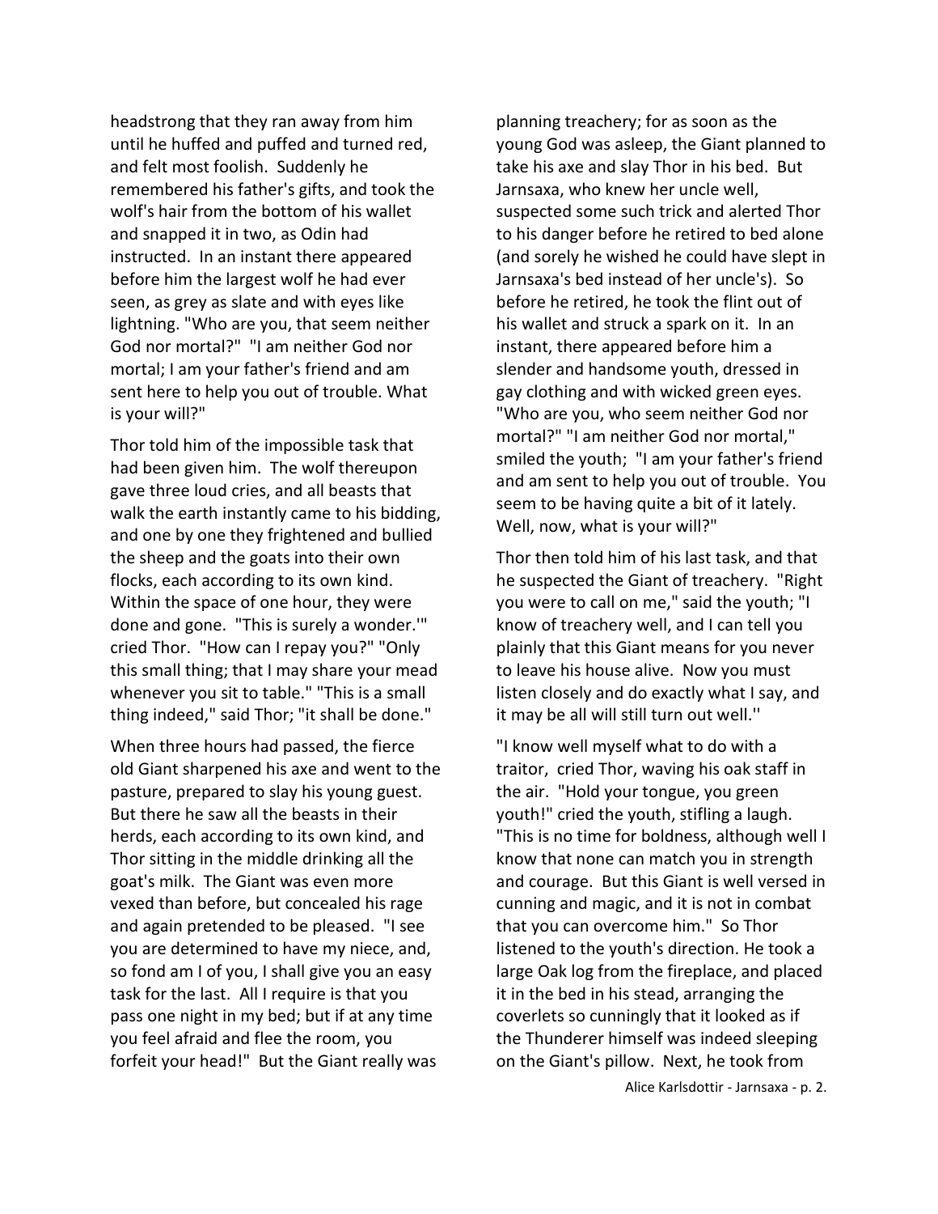headstrong that they ran away from him until he huffed and puffed and turned red, and felt most foolish. Suddenly he remembered his father's gifts, and took the wolf's hair from the bottom of his wallet and snapped it in two, as Odin had instructed. In an instant there appeared before him the largest wolf he had ever seen, as grey as slate and with eyes like lightning. "Who are you, that seem neither God nor mortal?" "I am neither God nor mortal; I am your father's friend and am sent here to help you out of trouble. What is your will?"

Thor told him of the impossible task that had been given him. The wolf thereupon gave three loud cries, and all beasts that walk the earth instantly came to his bidding, and one by one they frightened and bullied the sheep and the goats into their own flocks, each according to its own kind. Within the space of one hour, they were done and gone. "This is surely a wonder.'" cried Thor. "How can I repay you?" "Only this small thing; that I may share your mead whenever you sit to table." "This is a small thing indeed," said Thor; "it shall be done."

When three hours had passed, the fierce old Giant sharpened his axe and went to the pasture, prepared to slay his young guest. But there he saw all the beasts in their herds, each according to its own kind, and Thor sitting in the middle drinking all the goat's milk. The Giant was even more vexed than before, but concealed his rage and again pretended to be pleased. "I see you are determined to have my niece, and, so fond am I of you, I shall give you an easy task for the last. All I require is that you pass one night in my bed; but if at any time you feel afraid and flee the room, you forfeit your head!" But the Giant really was planning treachery; for as soon as the young God was asleep, the Giant planned to take his axe and slay Thor in his bed. But Jarnsaxa, who knew her uncle well, suspected some such trick and alerted Thor to his danger before he retired to bed alone (and sorely he wished he could have slept in Jarnsaxa's bed instead of her uncle's). So before he retired, he took the flint out of his wallet and struck a spark on it. In an instant, there appeared before him a slender and handsome youth, dressed in gay clothing and with wicked green eyes. "Who are you, who seem neither God nor mortal?" "I am neither God nor mortal," smiled the youth; "I am your father's friend and am sent to help you out of trouble. You seem to be having quite a bit of it lately. Well, now, what is your will?"

Thor then told him of his last task, and that he suspected the Giant of treachery. "Right you were to call on me," said the youth; "I know of treachery well, and I can tell you plainly that this Giant means for you never to leave his house alive. Now you must listen closely and do exactly what I say, and it may be all will still turn out well.''

"I know well myself what to do with a traitor, cried Thor, waving his oak staff in the air. "Hold your tongue, you green youth!" cried the youth, stifling a laugh. "This is no time for boldness, although well I know that none can match you in strength and courage. But this Giant is well versed in cunning and magic, and it is not in combat that you can overcome him." So Thor listened to the youth's direction. He took a large Oak log from the fireplace, and placed it in the bed in his stead, arranging the coverlets so cunningly that it looked as if the Thunderer himself was indeed sleeping on the Giant's pillow. Next, he took from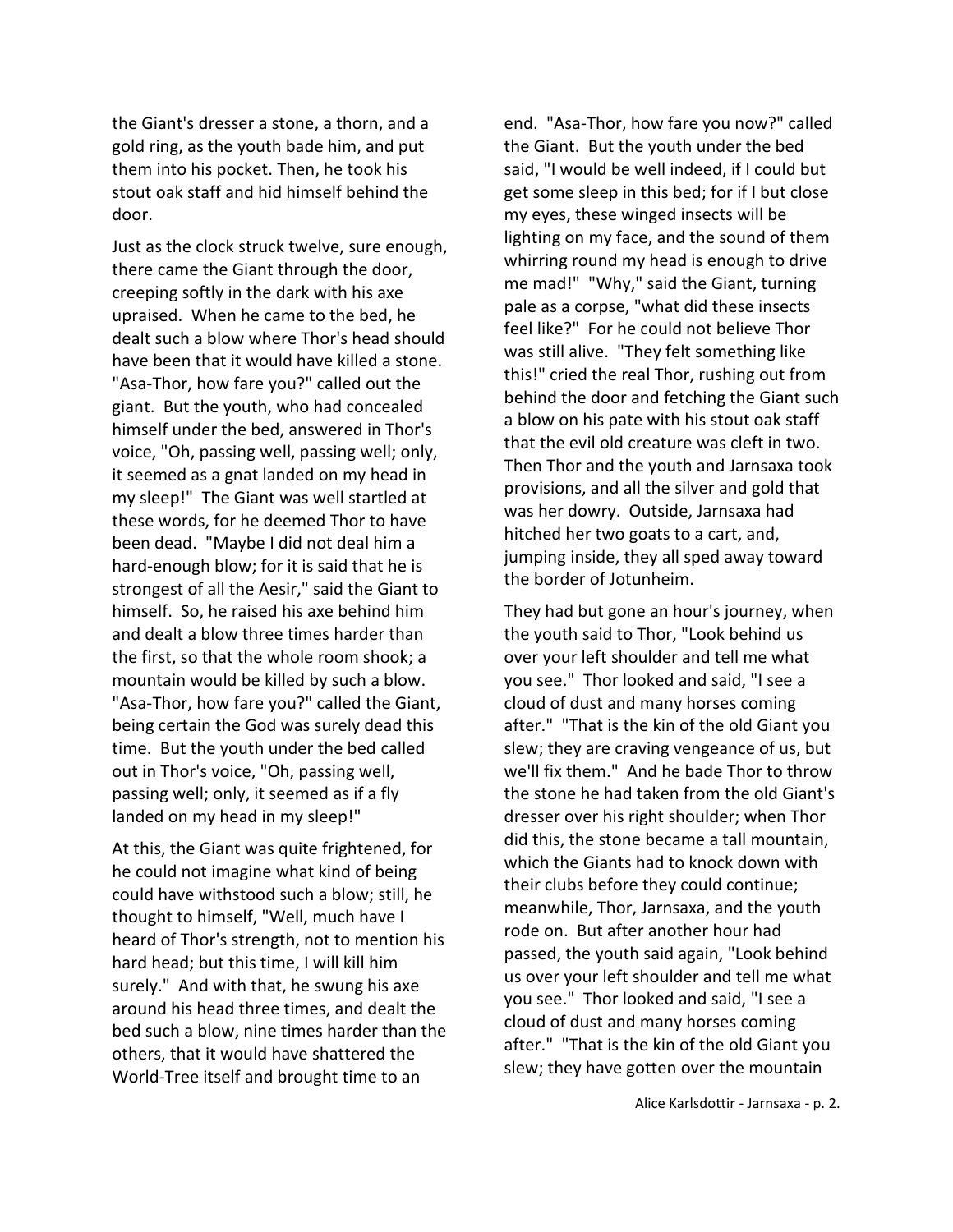the Giant's dresser a stone, a thorn, and a gold ring, as the youth bade him, and put them into his pocket. Then, he took his stout oak staff and hid himself behind the door.

Just as the clock struck twelve, sure enough, there came the Giant through the door, creeping softly in the dark with his axe upraised. When he came to the bed, he dealt such a blow where Thor's head should have been that it would have killed a stone. "Asa-Thor, how fare you?" called out the giant. But the youth, who had concealed himself under the bed, answered in Thor's voice, "Oh, passing well, passing well; only, it seemed as a gnat landed on my head in my sleep!" The Giant was well startled at these words, for he deemed Thor to have been dead. "Maybe I did not deal him a hard-enough blow; for it is said that he is strongest of all the Aesir," said the Giant to himself. So, he raised his axe behind him and dealt a blow three times harder than the first, so that the whole room shook; a mountain would be killed by such a blow. "Asa-Thor, how fare you?" called the Giant, being certain the God was surely dead this time. But the youth under the bed called out in Thor's voice, "Oh, passing well, passing well; only, it seemed as if a fly landed on my head in my sleep!"

At this, the Giant was quite frightened, for he could not imagine what kind of being could have withstood such a blow; still, he thought to himself, "Well, much have I heard of Thor's strength, not to mention his hard head; but this time, I will kill him surely." And with that, he swung his axe around his head three times, and dealt the bed such a blow, nine times harder than the others, that it would have shattered the World-Tree itself and brought time to an end. "Asa-Thor, how fare you now?" called the Giant. But the youth under the bed said, "I would be well indeed, if I could but get some sleep in this bed; for if I but close my eyes, these winged insects will be lighting on my face, and the sound of them whirring round my head is enough to drive me mad!" "Why," said the Giant, turning pale as a corpse, "what did these insects feel like?" For he could not believe Thor was still alive. "They felt something like this!" cried the real Thor, rushing out from behind the door and fetching the Giant such a blow on his pate with his stout oak staff that the evil old creature was cleft in two. Then Thor and the youth and Jarnsaxa took provisions, and all the silver and gold that was her dowry. Outside, Jarnsaxa had hitched her two goats to a cart, and, jumping inside, they all sped away toward the border of Jotunheim.

They had but gone an hour's journey, when the youth said to Thor, "Look behind us over your left shoulder and tell me what you see." Thor looked and said, "I see a cloud of dust and many horses coming after." "That is the kin of the old Giant you slew; they are craving vengeance of us, but we'll fix them." And he bade Thor to throw the stone he had taken from the old Giant's dresser over his right shoulder; when Thor did this, the stone became a tall mountain, which the Giants had to knock down with their clubs before they could continue; meanwhile, Thor, Jarnsaxa, and the youth rode on. But after another hour had passed, the youth said again, "Look behind us over your left shoulder and tell me what you see." Thor looked and said, "I see a cloud of dust and many horses coming after." "That is the kin of the old Giant you slew; they have gotten over the mountain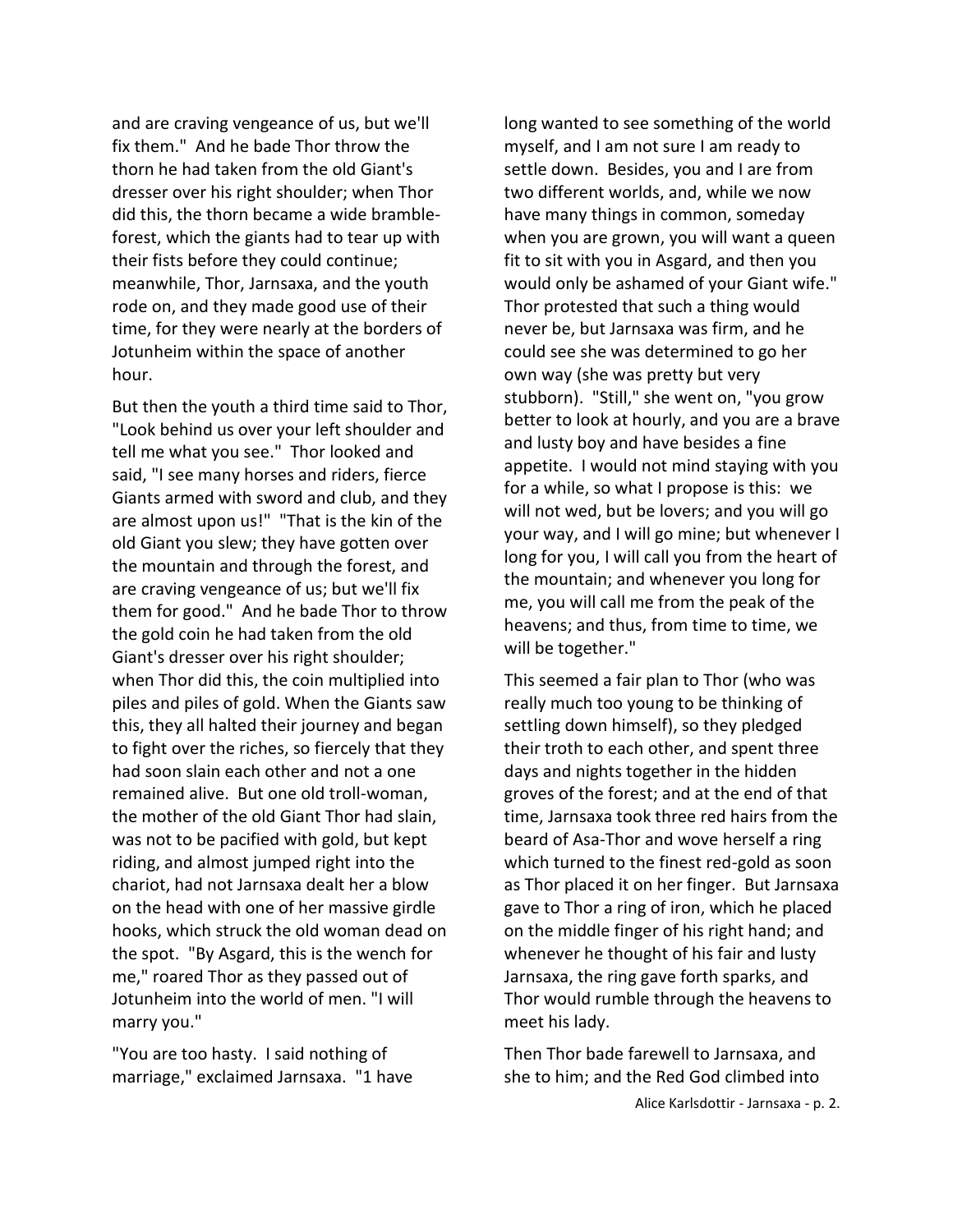and are craving vengeance of us, but we'll fix them." And he bade Thor throw the thorn he had taken from the old Giant's dresser over his right shoulder; when Thor did this, the thorn became a wide bramble-forest, which the giants had to tear up with their fists before they could continue; meanwhile, Thor, Jarnsaxa, and the youth rode on, and they made good use of their time, for they were nearly at the borders of Jotunheim within the space of another hour.

But then the youth a third time said to Thor, "Look behind us over your left shoulder and tell me what you see." Thor looked and said, "I see many horses and riders, fierce Giants armed with sword and club, and they are almost upon us!" "That is the kin of the old Giant you slew; they have gotten over the mountain and through the forest, and are craving vengeance of us; but we'll fix them for good." And he bade Thor to throw the gold coin he had taken from the old Giant's dresser over his right shoulder; when Thor did this, the coin multiplied into piles and piles of gold. When the Giants saw this, they all halted their journey and began to fight over the riches, so fiercely that they had soon slain each other and not a one remained alive. But one old troll-woman, the mother of the old Giant Thor had slain, was not to be pacified with gold, but kept riding, and almost jumped right into the chariot, had not Jarnsaxa dealt her a blow on the head with one of her massive girdle hooks, which struck the old woman dead on the spot. "By Asgard, this is the wench for me," roared Thor as they passed out of Jotunheim into the world of men. "I will marry you."

"You are too hasty. I said nothing of marriage," exclaimed Jarnsaxa. "1 have long wanted to see something of the world myself, and I am not sure I am ready to settle down. Besides, you and I are from two different worlds, and, while we now have many things in common, someday when you are grown, you will want a queen fit to sit with you in Asgard, and then you would only be ashamed of your Giant wife." Thor protested that such a thing would never be, but Jarnsaxa was firm, and he could see she was determined to go her own way (she was pretty but very stubborn). "Still," she went on, "you grow better to look at hourly, and you are a brave and lusty boy and have besides a fine appetite. I would not mind staying with you for a while, so what I propose is this: we will not wed, but be lovers; and you will go your way, and I will go mine; but whenever I long for you, I will call you from the heart of the mountain; and whenever you long for me, you will call me from the peak of the heavens; and thus, from time to time, we will be together."

This seemed a fair plan to Thor (who was really much too young to be thinking of settling down himself), so they pledged their troth to each other, and spent three days and nights together in the hidden groves of the forest; and at the end of that time, Jarnsaxa took three red hairs from the beard of Asa-Thor and wove herself a ring which turned to the finest red-gold as soon as Thor placed it on her finger. But Jarnsaxa gave to Thor a ring of iron, which he placed on the middle finger of his right hand; and whenever he thought of his fair and lusty Jarnsaxa, the ring gave forth sparks, and Thor would rumble through the heavens to meet his lady.

Then Thor bade farewell to Jarnsaxa, and she to him; and the Red God climbed into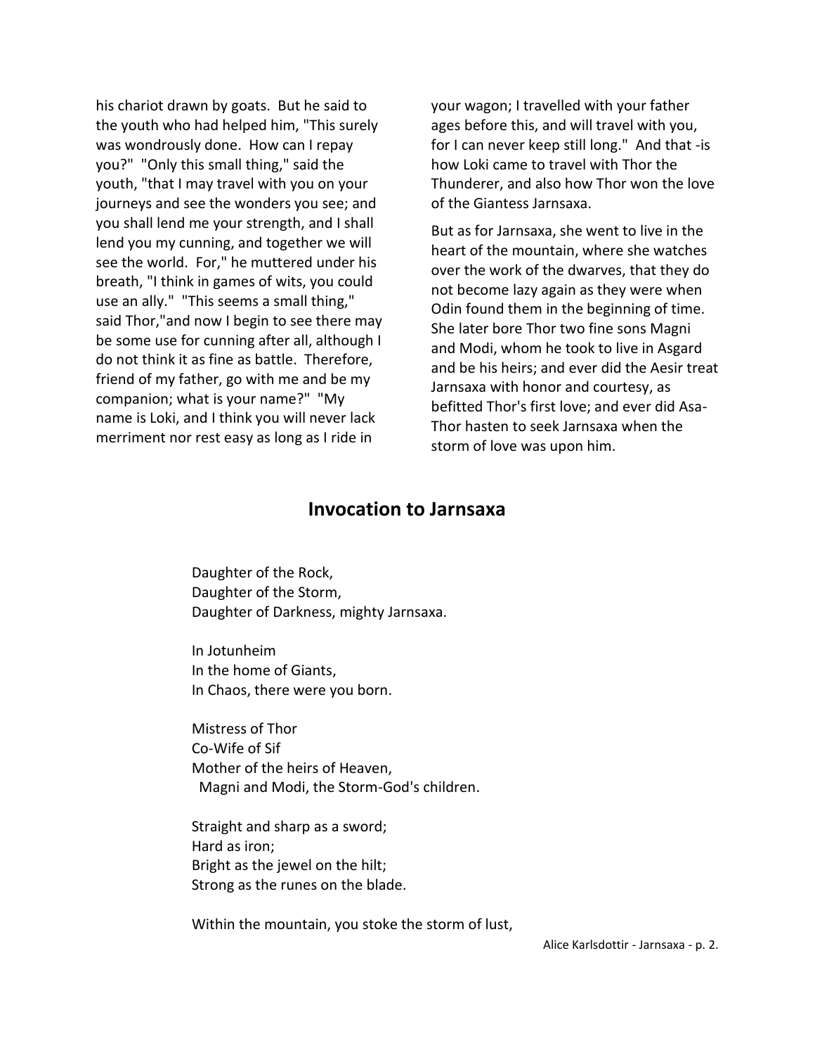his chariot drawn by goats. But he said to the youth who had helped him, "This surely was wondrously done. How can I repay you?" "Only this small thing," said the youth, "that I may travel with you on your journeys and see the wonders you see; and you shall lend me your strength, and I shall lend you my cunning, and together we will see the world. For," he muttered under his breath, "I think in games of wits, you could use an ally." "This seems a small thing," said Thor,"and now I begin to see there may be some use for cunning after all, although I do not think it as fine as battle. Therefore, friend of my father, go with me and be my companion; what is your name?" "My name is Loki, and I think you will never lack merriment nor rest easy as long as I ride in your wagon; I travelled with your father ages before this, and will travel with you, for I can never keep still long." And that -is how Loki came to travel with Thor the Thunderer, and also how Thor won the love of the Giantess Jarnsaxa.

But as for Jarnsaxa, she went to live in the heart of the mountain, where she watches over the work of the dwarves, that they do not become lazy again as they were when Odin found them in the beginning of time. She later bore Thor two fine sons Magni and Modi, whom he took to live in Asgard and be his heirs; and ever did the Aesir treat Jarnsaxa with honor and courtesy, as befitted Thor's first love; and ever did Asa-Thor hasten to seek Jarnsaxa when the storm of love was upon him.

## Invocation to Jarnsaxa

Daughter of the Rock,
Daughter of the Storm,
Daughter of Darkness, mighty Jarnsaxa.

In Jotunheim
In the home of Giants,
In Chaos, there were you born.

Mistress of Thor
Co-Wife of Sif
Mother of the heirs of Heaven,
Magni and Modi, the Storm-God's children.

Straight and sharp as a sword;
Hard as iron;
Bright as the jewel on the hilt;
Strong as the runes on the blade.

Within the mountain, you stoke the storm of lust,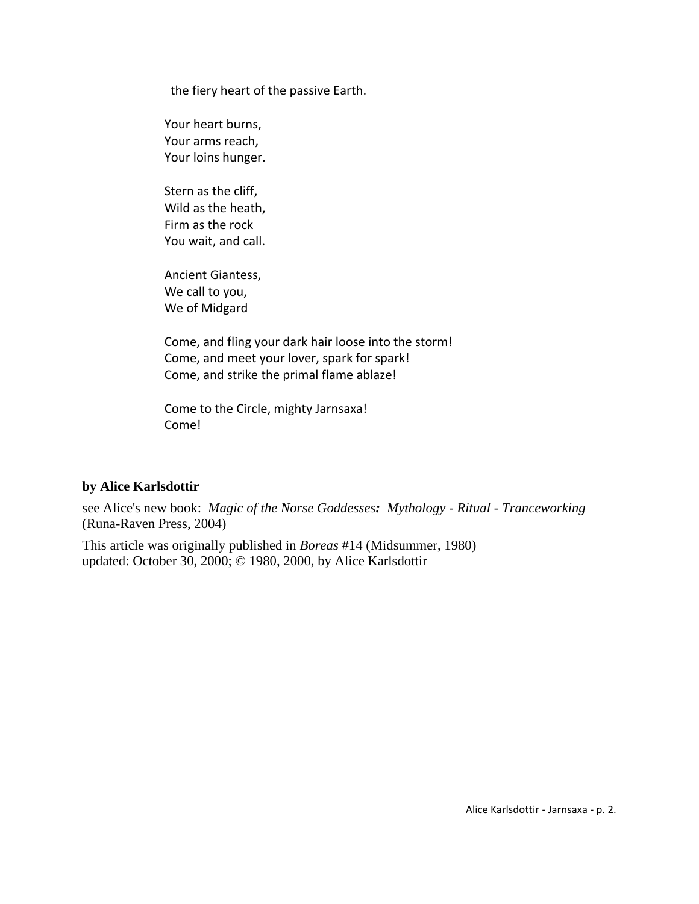the fiery heart of the passive Earth.

Your heart burns,  
Your arms reach,  
Your loins hunger.

Stern as the cliff,  
Wild as the heath,  
Firm as the rock  
You wait, and call.

Ancient Giantess,  
We call to you,  
We of Midgard

Come, and fling your dark hair loose into the storm!  
Come, and meet your lover, spark for spark!  
Come, and strike the primal flame ablaze!

Come to the Circle, mighty Jarnsaxa!  
Come!

**by Alice Karlsdottir**

see Alice's new book: *Magic of the Norse Goddesses: Mythology - Ritual - Tranceworking* (Runa-Raven Press, 2004)

This article was originally published in *Boreas* #14 (Midsummer, 1980)  
updated: October 30, 2000; © 1980, 2000, by Alice Karlsdottir